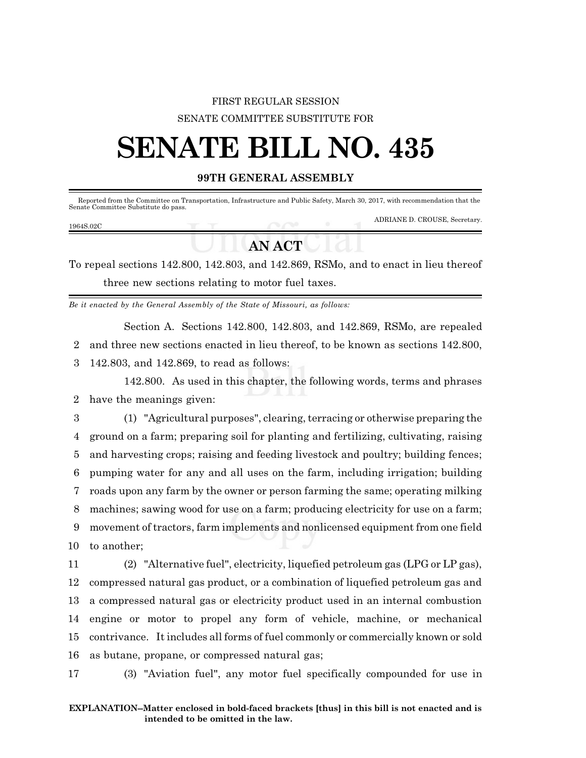FIRST REGULAR SESSION

SENATE COMMITTEE SUBSTITUTE FOR

# SENATE BILL NO. 435

**99TH GENERAL ASSEMBLY**

Reported from the Committee on Transportation, Infrastructure and Public Safety, March 30, 2017, with recommendation that the Senate Committee Substitute do pass.

ADRIANE D. CROUSE, Secretary.

1964S.02C

## AN ACT

To repeal sections 142.800, 142.803, and 142.869, RSMo, and to enact in lieu thereof three new sections relating to motor fuel taxes.

*Be it enacted by the General Assembly of the State of Missouri, as follows:*

Section A. Sections 142.800, 142.803, and 142.869, RSMo, are repealed and three new sections enacted in lieu thereof, to be known as sections 142.800, 142.803, and 142.869, to read as follows:

142.800. As used in this chapter, the following words, terms and phrases have the meanings given:

(1) "Agricultural purposes", clearing, terracing or otherwise preparing the ground on a farm; preparing soil for planting and fertilizing, cultivating, raising and harvesting crops; raising and feeding livestock and poultry; building fences; pumping water for any and all uses on the farm, including irrigation; building roads upon any farm by the owner or person farming the same; operating milking machines; sawing wood for use on a farm; producing electricity for use on a farm; movement of tractors, farm implements and nonlicensed equipment from one field to another;

(2) "Alternative fuel", electricity, liquefied petroleum gas (LPG or LP gas), compressed natural gas product, or a combination of liquefied petroleum gas and a compressed natural gas or electricity product used in an internal combustion engine or motor to propel any form of vehicle, machine, or mechanical contrivance. It includes all forms of fuel commonly or commercially known or sold as butane, propane, or compressed natural gas;

(3) "Aviation fuel", any motor fuel specifically compounded for use in

**EXPLANATION–Matter enclosed in bold-faced brackets [thus] in this bill is not enacted and is intended to be omitted in the law.**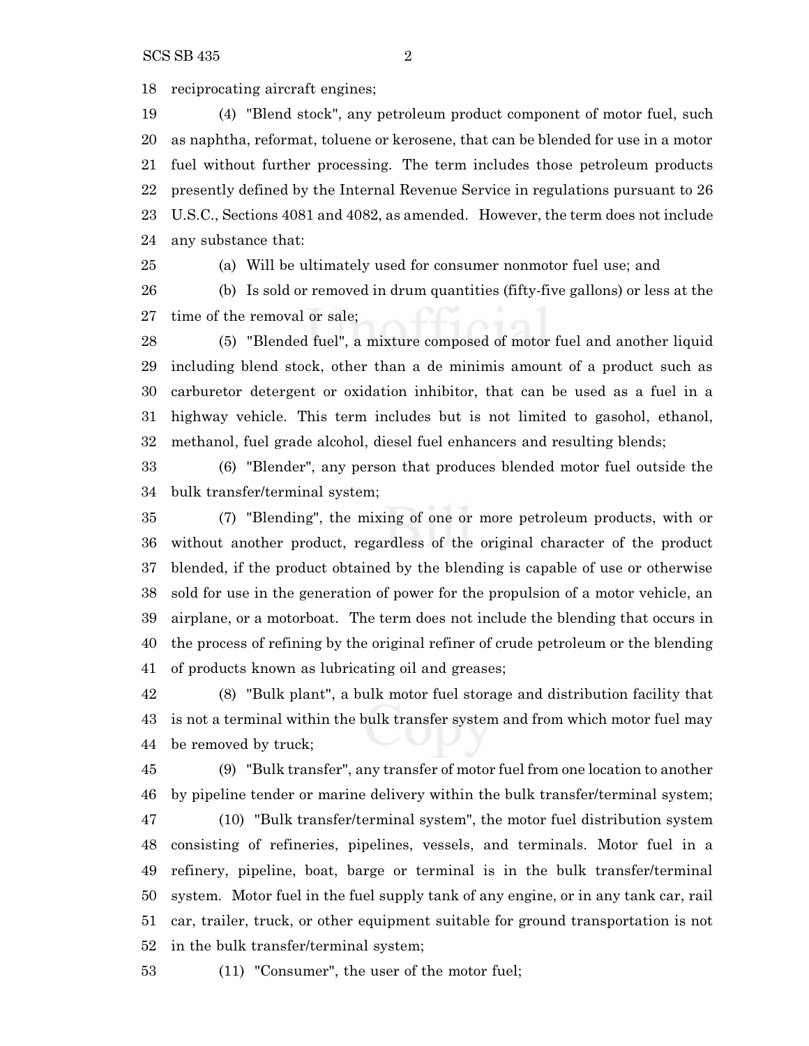reciprocating aircraft engines;

(4) "Blend stock", any petroleum product component of motor fuel, such as naphtha, reformat, toluene or kerosene, that can be blended for use in a motor fuel without further processing. The term includes those petroleum products presently defined by the Internal Revenue Service in regulations pursuant to 26 U.S.C., Sections 4081 and 4082, as amended. However, the term does not include any substance that:

(a) Will be ultimately used for consumer nonmotor fuel use; and

(b) Is sold or removed in drum quantities (fifty-five gallons) or less at the time of the removal or sale;

(5) "Blended fuel", a mixture composed of motor fuel and another liquid including blend stock, other than a de minimis amount of a product such as carburetor detergent or oxidation inhibitor, that can be used as a fuel in a highway vehicle. This term includes but is not limited to gasohol, ethanol, methanol, fuel grade alcohol, diesel fuel enhancers and resulting blends;

(6) "Blender", any person that produces blended motor fuel outside the bulk transfer/terminal system;

(7) "Blending", the mixing of one or more petroleum products, with or without another product, regardless of the original character of the product blended, if the product obtained by the blending is capable of use or otherwise sold for use in the generation of power for the propulsion of a motor vehicle, an airplane, or a motorboat. The term does not include the blending that occurs in the process of refining by the original refiner of crude petroleum or the blending of products known as lubricating oil and greases;

(8) "Bulk plant", a bulk motor fuel storage and distribution facility that is not a terminal within the bulk transfer system and from which motor fuel may be removed by truck;

(9) "Bulk transfer", any transfer of motor fuel from one location to another by pipeline tender or marine delivery within the bulk transfer/terminal system;

(10) "Bulk transfer/terminal system", the motor fuel distribution system consisting of refineries, pipelines, vessels, and terminals. Motor fuel in a refinery, pipeline, boat, barge or terminal is in the bulk transfer/terminal system. Motor fuel in the fuel supply tank of any engine, or in any tank car, rail car, trailer, truck, or other equipment suitable for ground transportation is not in the bulk transfer/terminal system;

(11) "Consumer", the user of the motor fuel;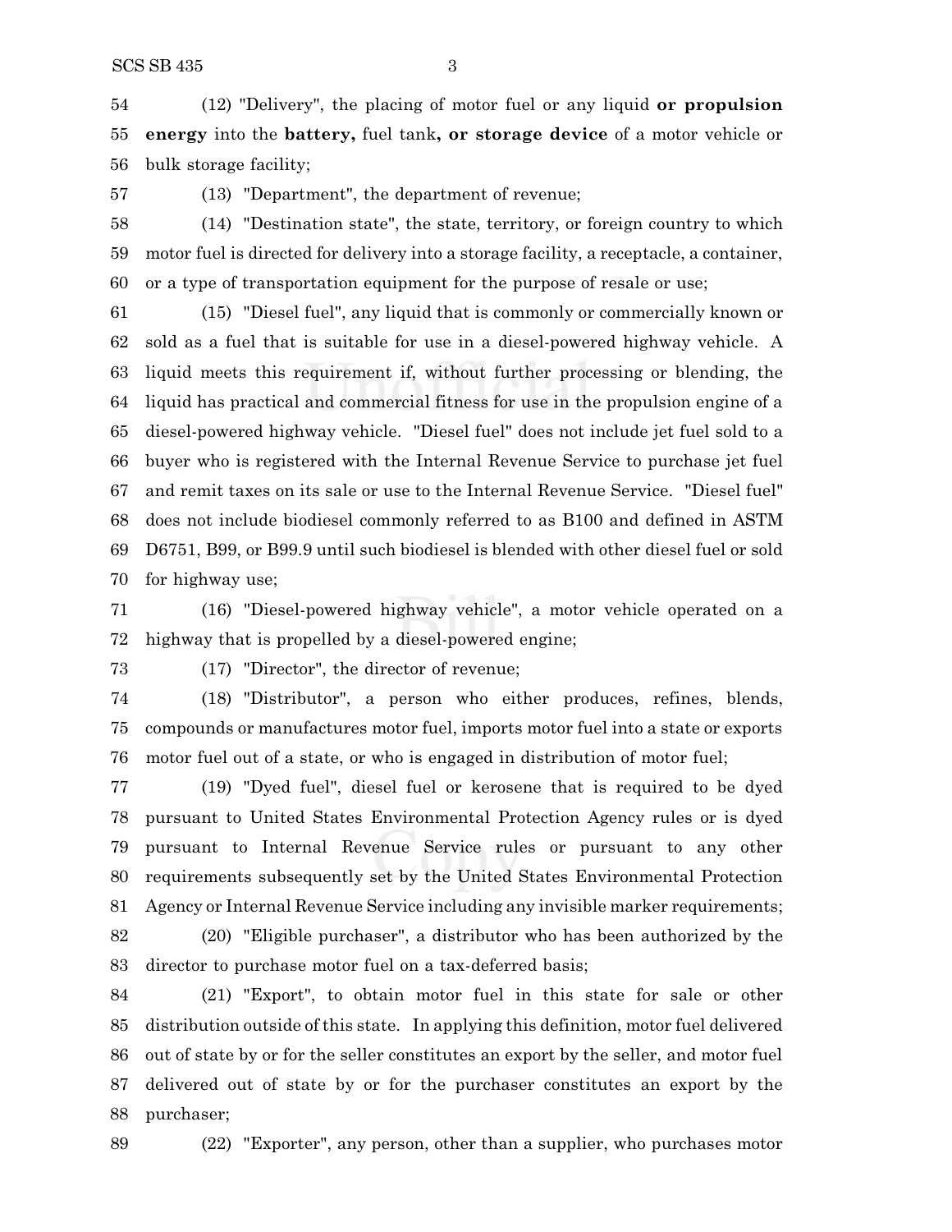(12) "Delivery", the placing of motor fuel or any liquid **or propulsion energy** into the **battery,** fuel tank**, or storage device** of a motor vehicle or bulk storage facility;

(13) "Department", the department of revenue;

(14) "Destination state", the state, territory, or foreign country to which motor fuel is directed for delivery into a storage facility, a receptacle, a container, or a type of transportation equipment for the purpose of resale or use;

(15) "Diesel fuel", any liquid that is commonly or commercially known or sold as a fuel that is suitable for use in a diesel-powered highway vehicle. A liquid meets this requirement if, without further processing or blending, the liquid has practical and commercial fitness for use in the propulsion engine of a diesel-powered highway vehicle. "Diesel fuel" does not include jet fuel sold to a buyer who is registered with the Internal Revenue Service to purchase jet fuel and remit taxes on its sale or use to the Internal Revenue Service. "Diesel fuel" does not include biodiesel commonly referred to as B100 and defined in ASTM D6751, B99, or B99.9 until such biodiesel is blended with other diesel fuel or sold for highway use;

(16) "Diesel-powered highway vehicle", a motor vehicle operated on a highway that is propelled by a diesel-powered engine;

(17) "Director", the director of revenue;

(18) "Distributor", a person who either produces, refines, blends, compounds or manufactures motor fuel, imports motor fuel into a state or exports motor fuel out of a state, or who is engaged in distribution of motor fuel;

(19) "Dyed fuel", diesel fuel or kerosene that is required to be dyed pursuant to United States Environmental Protection Agency rules or is dyed pursuant to Internal Revenue Service rules or pursuant to any other requirements subsequently set by the United States Environmental Protection Agency or Internal Revenue Service including any invisible marker requirements;

(20) "Eligible purchaser", a distributor who has been authorized by the director to purchase motor fuel on a tax-deferred basis;

(21) "Export", to obtain motor fuel in this state for sale or other distribution outside of this state. In applying this definition, motor fuel delivered out of state by or for the seller constitutes an export by the seller, and motor fuel delivered out of state by or for the purchaser constitutes an export by the purchaser;

(22) "Exporter", any person, other than a supplier, who purchases motor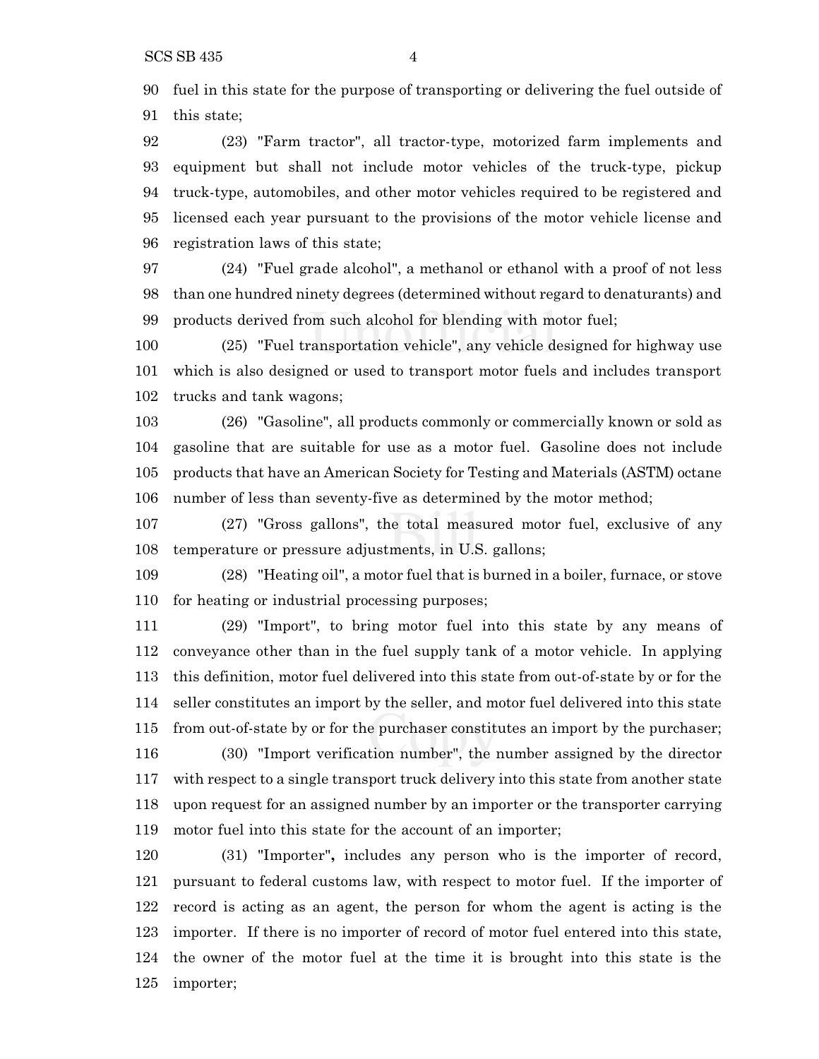fuel in this state for the purpose of transporting or delivering the fuel outside of this state;

(23) "Farm tractor", all tractor-type, motorized farm implements and equipment but shall not include motor vehicles of the truck-type, pickup truck-type, automobiles, and other motor vehicles required to be registered and licensed each year pursuant to the provisions of the motor vehicle license and registration laws of this state;

(24) "Fuel grade alcohol", a methanol or ethanol with a proof of not less than one hundred ninety degrees (determined without regard to denaturants) and products derived from such alcohol for blending with motor fuel;

(25) "Fuel transportation vehicle", any vehicle designed for highway use which is also designed or used to transport motor fuels and includes transport trucks and tank wagons;

(26) "Gasoline", all products commonly or commercially known or sold as gasoline that are suitable for use as a motor fuel. Gasoline does not include products that have an American Society for Testing and Materials (ASTM) octane number of less than seventy-five as determined by the motor method;

(27) "Gross gallons", the total measured motor fuel, exclusive of any temperature or pressure adjustments, in U.S. gallons;

(28) "Heating oil", a motor fuel that is burned in a boiler, furnace, or stove for heating or industrial processing purposes;

(29) "Import", to bring motor fuel into this state by any means of conveyance other than in the fuel supply tank of a motor vehicle. In applying this definition, motor fuel delivered into this state from out-of-state by or for the seller constitutes an import by the seller, and motor fuel delivered into this state from out-of-state by or for the purchaser constitutes an import by the purchaser;

(30) "Import verification number", the number assigned by the director with respect to a single transport truck delivery into this state from another state upon request for an assigned number by an importer or the transporter carrying motor fuel into this state for the account of an importer;

(31) "Importer", includes any person who is the importer of record, pursuant to federal customs law, with respect to motor fuel. If the importer of record is acting as an agent, the person for whom the agent is acting is the importer. If there is no importer of record of motor fuel entered into this state, the owner of the motor fuel at the time it is brought into this state is the importer;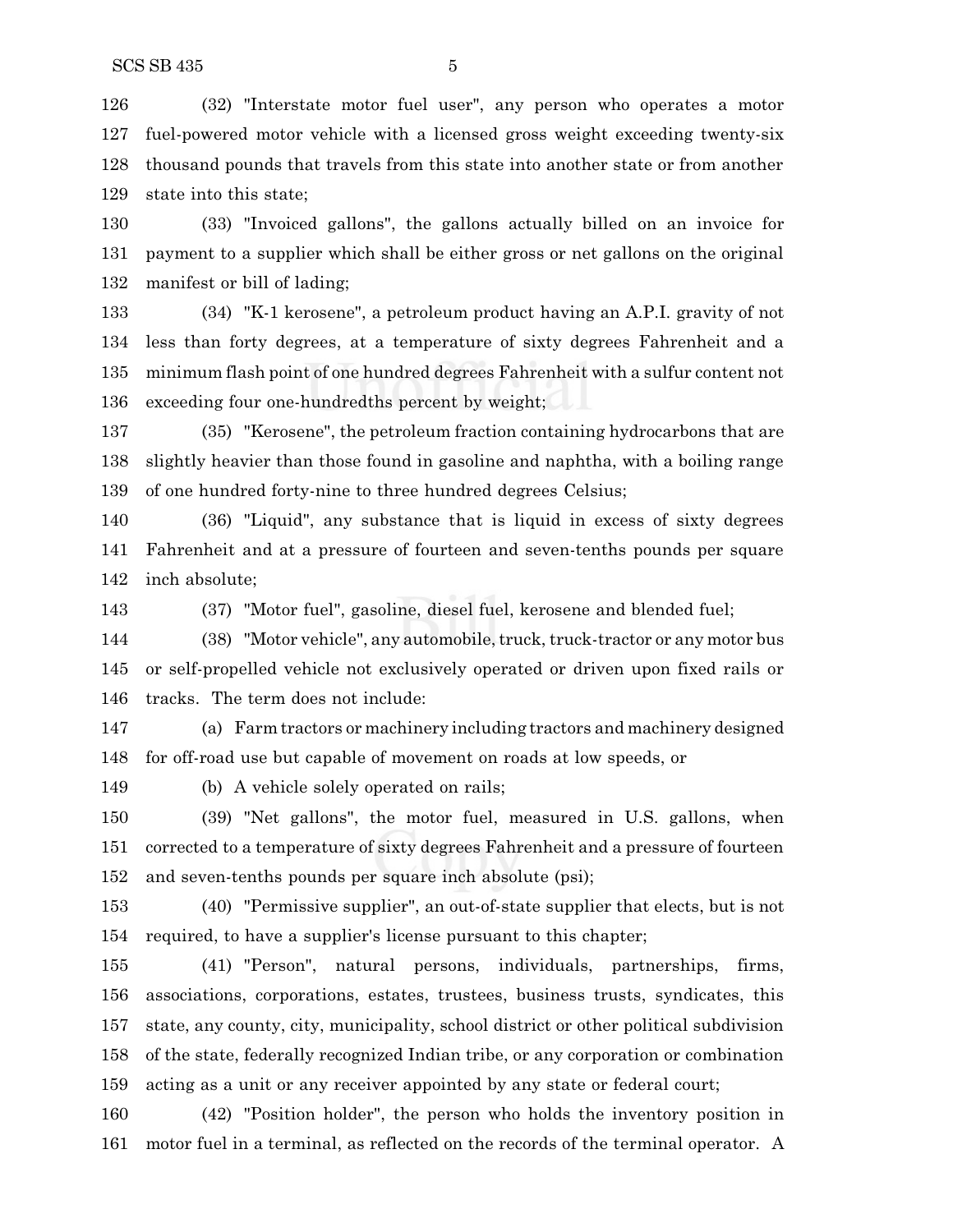(32) "Interstate motor fuel user", any person who operates a motor fuel-powered motor vehicle with a licensed gross weight exceeding twenty-six thousand pounds that travels from this state into another state or from another state into this state;

(33) "Invoiced gallons", the gallons actually billed on an invoice for payment to a supplier which shall be either gross or net gallons on the original manifest or bill of lading;

(34) "K-1 kerosene", a petroleum product having an A.P.I. gravity of not less than forty degrees, at a temperature of sixty degrees Fahrenheit and a minimum flash point of one hundred degrees Fahrenheit with a sulfur content not exceeding four one-hundredths percent by weight;

(35) "Kerosene", the petroleum fraction containing hydrocarbons that are slightly heavier than those found in gasoline and naphtha, with a boiling range of one hundred forty-nine to three hundred degrees Celsius;

(36) "Liquid", any substance that is liquid in excess of sixty degrees Fahrenheit and at a pressure of fourteen and seven-tenths pounds per square inch absolute;

(37) "Motor fuel", gasoline, diesel fuel, kerosene and blended fuel;

(38) "Motor vehicle", any automobile, truck, truck-tractor or any motor bus or self-propelled vehicle not exclusively operated or driven upon fixed rails or tracks. The term does not include:

(a) Farm tractors or machinery including tractors and machinery designed for off-road use but capable of movement on roads at low speeds, or

(b) A vehicle solely operated on rails;

(39) "Net gallons", the motor fuel, measured in U.S. gallons, when corrected to a temperature of sixty degrees Fahrenheit and a pressure of fourteen and seven-tenths pounds per square inch absolute (psi);

(40) "Permissive supplier", an out-of-state supplier that elects, but is not required, to have a supplier's license pursuant to this chapter;

(41) "Person", natural persons, individuals, partnerships, firms, associations, corporations, estates, trustees, business trusts, syndicates, this state, any county, city, municipality, school district or other political subdivision of the state, federally recognized Indian tribe, or any corporation or combination acting as a unit or any receiver appointed by any state or federal court;

(42) "Position holder", the person who holds the inventory position in motor fuel in a terminal, as reflected on the records of the terminal operator. A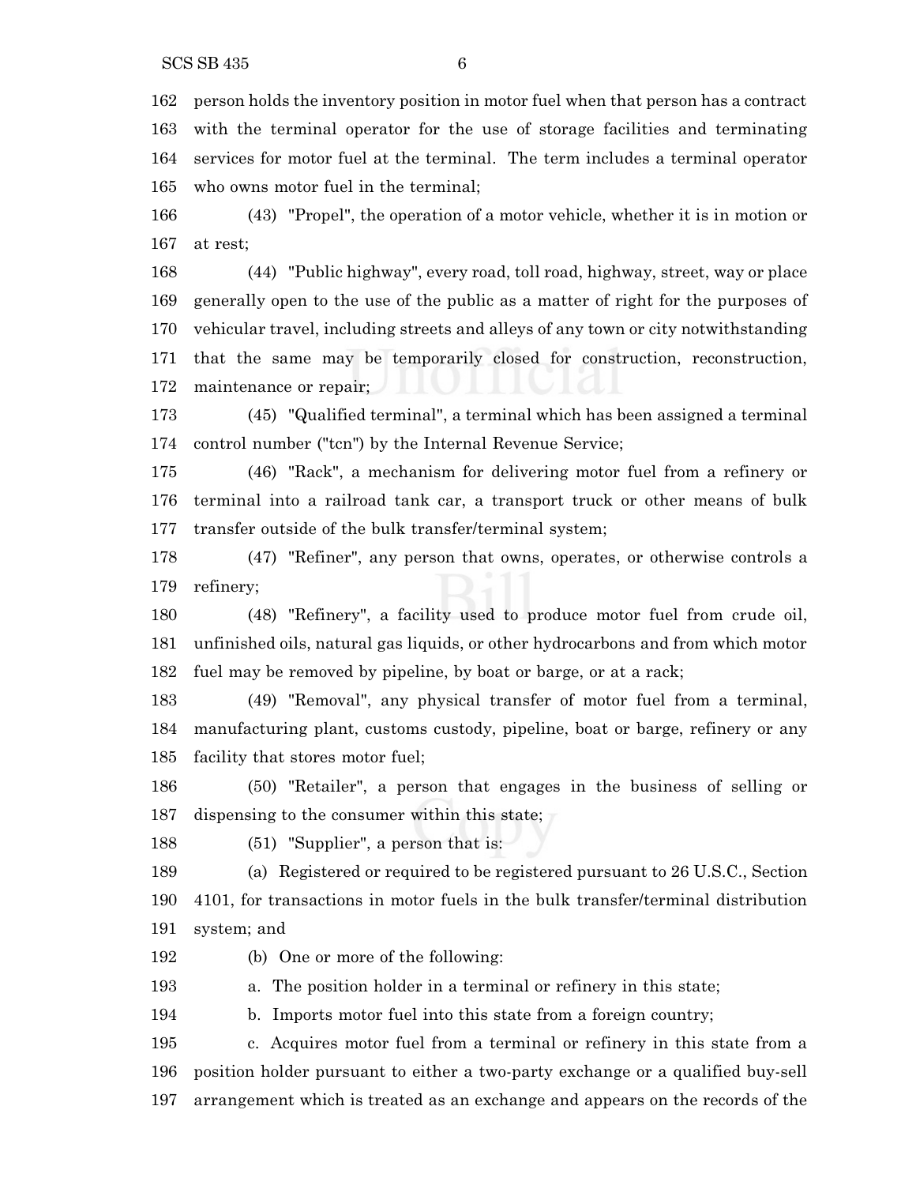person holds the inventory position in motor fuel when that person has a contract with the terminal operator for the use of storage facilities and terminating services for motor fuel at the terminal. The term includes a terminal operator who owns motor fuel in the terminal;

(43) "Propel", the operation of a motor vehicle, whether it is in motion or at rest;

(44) "Public highway", every road, toll road, highway, street, way or place generally open to the use of the public as a matter of right for the purposes of vehicular travel, including streets and alleys of any town or city notwithstanding that the same may be temporarily closed for construction, reconstruction, maintenance or repair;

(45) "Qualified terminal", a terminal which has been assigned a terminal control number ("tcn") by the Internal Revenue Service;

(46) "Rack", a mechanism for delivering motor fuel from a refinery or terminal into a railroad tank car, a transport truck or other means of bulk transfer outside of the bulk transfer/terminal system;

(47) "Refiner", any person that owns, operates, or otherwise controls a refinery;

(48) "Refinery", a facility used to produce motor fuel from crude oil, unfinished oils, natural gas liquids, or other hydrocarbons and from which motor fuel may be removed by pipeline, by boat or barge, or at a rack;

(49) "Removal", any physical transfer of motor fuel from a terminal, manufacturing plant, customs custody, pipeline, boat or barge, refinery or any facility that stores motor fuel;

(50) "Retailer", a person that engages in the business of selling or dispensing to the consumer within this state;

(51) "Supplier", a person that is:

(a) Registered or required to be registered pursuant to 26 U.S.C., Section 4101, for transactions in motor fuels in the bulk transfer/terminal distribution system; and

(b) One or more of the following:

a. The position holder in a terminal or refinery in this state;

b. Imports motor fuel into this state from a foreign country;

c. Acquires motor fuel from a terminal or refinery in this state from a position holder pursuant to either a two-party exchange or a qualified buy-sell arrangement which is treated as an exchange and appears on the records of the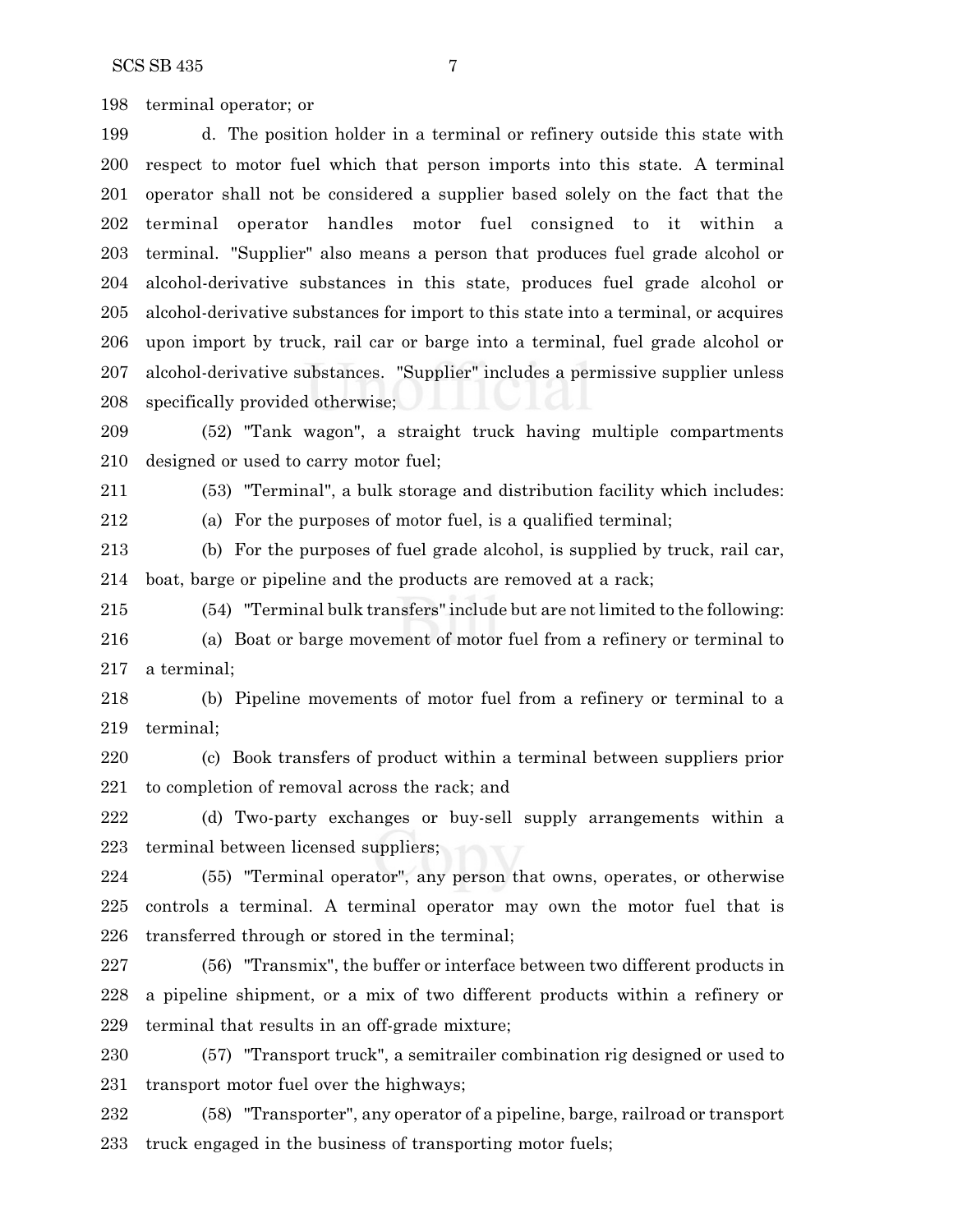terminal operator; or

d. The position holder in a terminal or refinery outside this state with respect to motor fuel which that person imports into this state. A terminal operator shall not be considered a supplier based solely on the fact that the terminal operator handles motor fuel consigned to it within a terminal. "Supplier" also means a person that produces fuel grade alcohol or alcohol-derivative substances in this state, produces fuel grade alcohol or alcohol-derivative substances for import to this state into a terminal, or acquires upon import by truck, rail car or barge into a terminal, fuel grade alcohol or alcohol-derivative substances. "Supplier" includes a permissive supplier unless specifically provided otherwise;

(52) "Tank wagon", a straight truck having multiple compartments designed or used to carry motor fuel;

(53) "Terminal", a bulk storage and distribution facility which includes:

(a) For the purposes of motor fuel, is a qualified terminal;

(b) For the purposes of fuel grade alcohol, is supplied by truck, rail car, boat, barge or pipeline and the products are removed at a rack;

(54) "Terminal bulk transfers" include but are not limited to the following:

(a) Boat or barge movement of motor fuel from a refinery or terminal to a terminal;

(b) Pipeline movements of motor fuel from a refinery or terminal to a terminal;

(c) Book transfers of product within a terminal between suppliers prior to completion of removal across the rack; and

(d) Two-party exchanges or buy-sell supply arrangements within a terminal between licensed suppliers;

(55) "Terminal operator", any person that owns, operates, or otherwise controls a terminal. A terminal operator may own the motor fuel that is transferred through or stored in the terminal;

(56) "Transmix", the buffer or interface between two different products in a pipeline shipment, or a mix of two different products within a refinery or terminal that results in an off-grade mixture;

(57) "Transport truck", a semitrailer combination rig designed or used to transport motor fuel over the highways;

(58) "Transporter", any operator of a pipeline, barge, railroad or transport truck engaged in the business of transporting motor fuels;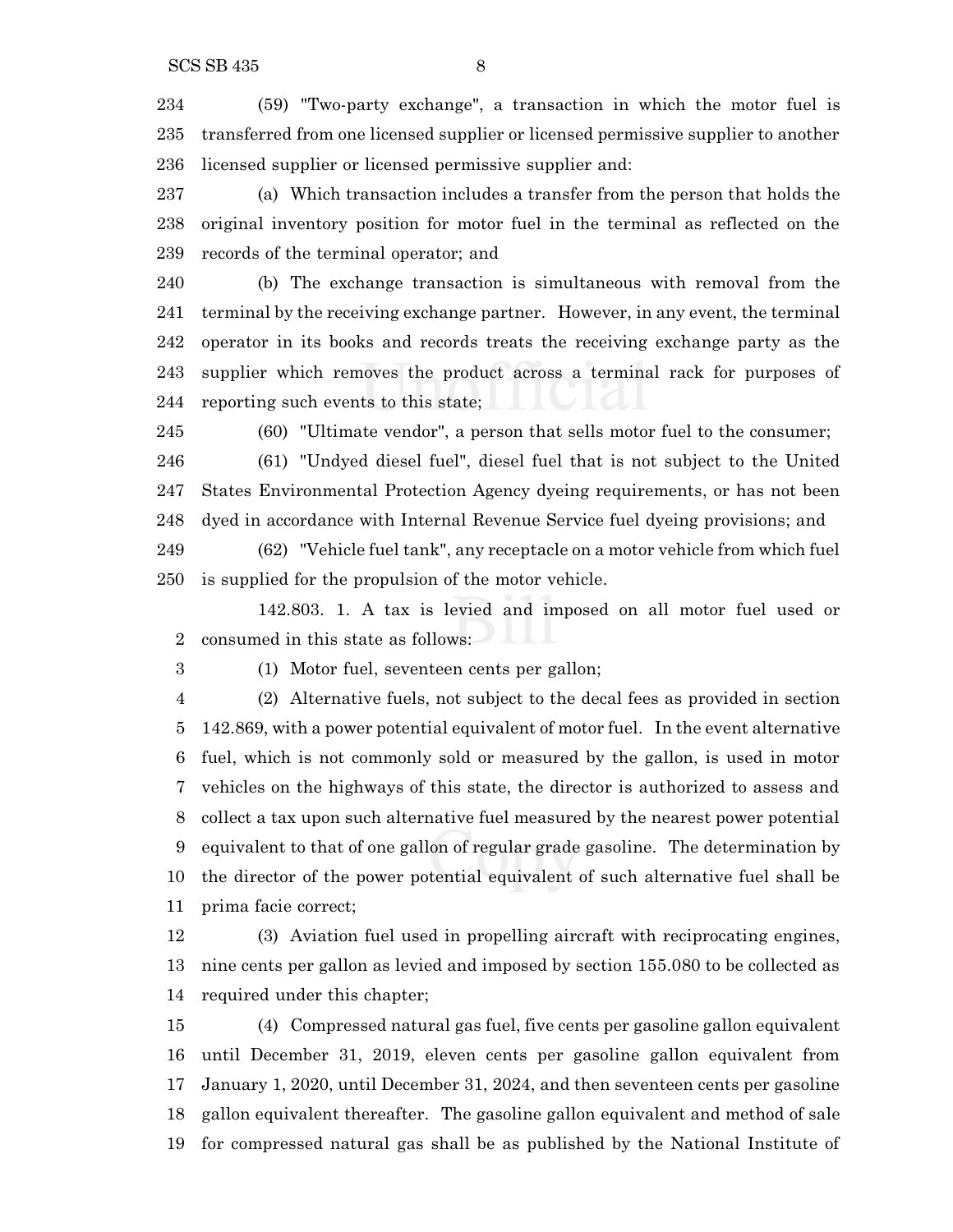(59) "Two-party exchange", a transaction in which the motor fuel is transferred from one licensed supplier or licensed permissive supplier to another licensed supplier or licensed permissive supplier and:

(a) Which transaction includes a transfer from the person that holds the original inventory position for motor fuel in the terminal as reflected on the records of the terminal operator; and

(b) The exchange transaction is simultaneous with removal from the terminal by the receiving exchange partner. However, in any event, the terminal operator in its books and records treats the receiving exchange party as the supplier which removes the product across a terminal rack for purposes of reporting such events to this state;

(60) "Ultimate vendor", a person that sells motor fuel to the consumer;

(61) "Undyed diesel fuel", diesel fuel that is not subject to the United States Environmental Protection Agency dyeing requirements, or has not been dyed in accordance with Internal Revenue Service fuel dyeing provisions; and

(62) "Vehicle fuel tank", any receptacle on a motor vehicle from which fuel is supplied for the propulsion of the motor vehicle.

142.803. 1. A tax is levied and imposed on all motor fuel used or consumed in this state as follows:

(1) Motor fuel, seventeen cents per gallon;

(2) Alternative fuels, not subject to the decal fees as provided in section 142.869, with a power potential equivalent of motor fuel. In the event alternative fuel, which is not commonly sold or measured by the gallon, is used in motor vehicles on the highways of this state, the director is authorized to assess and collect a tax upon such alternative fuel measured by the nearest power potential equivalent to that of one gallon of regular grade gasoline. The determination by the director of the power potential equivalent of such alternative fuel shall be prima facie correct;

(3) Aviation fuel used in propelling aircraft with reciprocating engines, nine cents per gallon as levied and imposed by section 155.080 to be collected as required under this chapter;

(4) Compressed natural gas fuel, five cents per gasoline gallon equivalent until December 31, 2019, eleven cents per gasoline gallon equivalent from January 1, 2020, until December 31, 2024, and then seventeen cents per gasoline gallon equivalent thereafter. The gasoline gallon equivalent and method of sale for compressed natural gas shall be as published by the National Institute of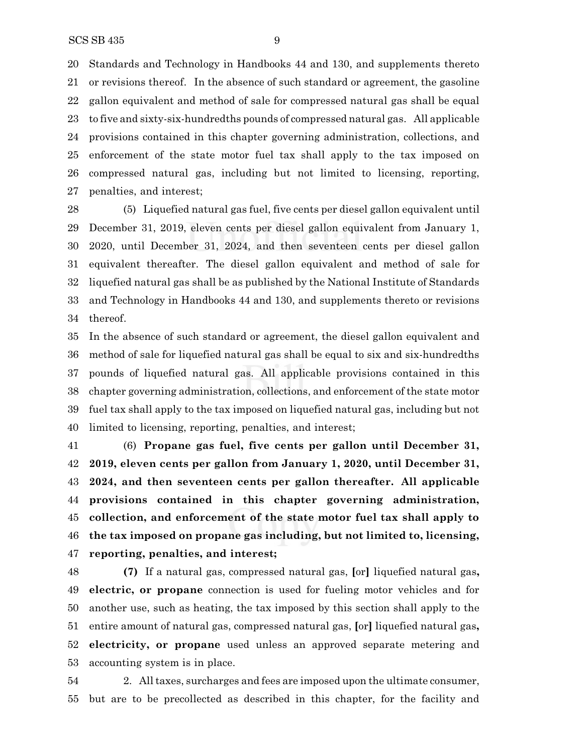Standards and Technology in Handbooks 44 and 130, and supplements thereto or revisions thereof. In the absence of such standard or agreement, the gasoline gallon equivalent and method of sale for compressed natural gas shall be equal to five and sixty-six-hundredths pounds of compressed natural gas. All applicable provisions contained in this chapter governing administration, collections, and enforcement of the state motor fuel tax shall apply to the tax imposed on compressed natural gas, including but not limited to licensing, reporting, penalties, and interest;

(5) Liquefied natural gas fuel, five cents per diesel gallon equivalent until December 31, 2019, eleven cents per diesel gallon equivalent from January 1, 2020, until December 31, 2024, and then seventeen cents per diesel gallon equivalent thereafter. The diesel gallon equivalent and method of sale for liquefied natural gas shall be as published by the National Institute of Standards and Technology in Handbooks 44 and 130, and supplements thereto or revisions thereof.

In the absence of such standard or agreement, the diesel gallon equivalent and method of sale for liquefied natural gas shall be equal to six and six-hundredths pounds of liquefied natural gas. All applicable provisions contained in this chapter governing administration, collections, and enforcement of the state motor fuel tax shall apply to the tax imposed on liquefied natural gas, including but not limited to licensing, reporting, penalties, and interest;

(6) **Propane gas fuel, five cents per gallon until December 31, 2019, eleven cents per gallon from January 1, 2020, until December 31, 2024, and then seventeen cents per gallon thereafter. All applicable provisions contained in this chapter governing administration, collection, and enforcement of the state motor fuel tax shall apply to the tax imposed on propane gas including, but not limited to, licensing, reporting, penalties, and interest;**

**(7)** If a natural gas, compressed natural gas, [or] liquefied natural gas**, electric, or propane** connection is used for fueling motor vehicles and for another use, such as heating, the tax imposed by this section shall apply to the entire amount of natural gas, compressed natural gas, [or] liquefied natural gas**, electricity, or propane** used unless an approved separate metering and accounting system is in place.

2. All taxes, surcharges and fees are imposed upon the ultimate consumer, but are to be precollected as described in this chapter, for the facility and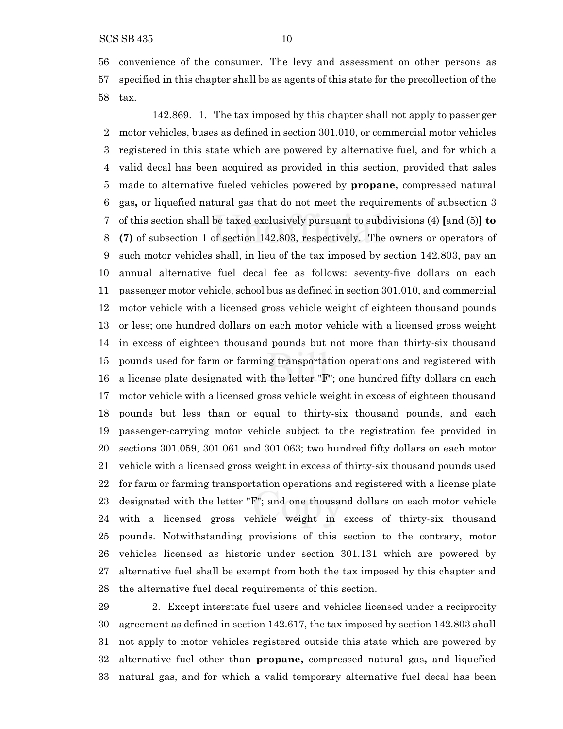convenience of the consumer. The levy and assessment on other persons as specified in this chapter shall be as agents of this state for the precollection of the tax.

142.869. 1. The tax imposed by this chapter shall not apply to passenger motor vehicles, buses as defined in section 301.010, or commercial motor vehicles registered in this state which are powered by alternative fuel, and for which a valid decal has been acquired as provided in this section, provided that sales made to alternative fueled vehicles powered by **propane,** compressed natural gas**,** or liquefied natural gas that do not meet the requirements of subsection 3 of this section shall be taxed exclusively pursuant to subdivisions (4) **[**and (5)**] to (7)** of subsection 1 of section 142.803, respectively. The owners or operators of such motor vehicles shall, in lieu of the tax imposed by section 142.803, pay an annual alternative fuel decal fee as follows: seventy-five dollars on each passenger motor vehicle, school bus as defined in section 301.010, and commercial motor vehicle with a licensed gross vehicle weight of eighteen thousand pounds or less; one hundred dollars on each motor vehicle with a licensed gross weight in excess of eighteen thousand pounds but not more than thirty-six thousand pounds used for farm or farming transportation operations and registered with a license plate designated with the letter "F"; one hundred fifty dollars on each motor vehicle with a licensed gross vehicle weight in excess of eighteen thousand pounds but less than or equal to thirty-six thousand pounds, and each passenger-carrying motor vehicle subject to the registration fee provided in sections 301.059, 301.061 and 301.063; two hundred fifty dollars on each motor vehicle with a licensed gross weight in excess of thirty-six thousand pounds used for farm or farming transportation operations and registered with a license plate designated with the letter "F"; and one thousand dollars on each motor vehicle with a licensed gross vehicle weight in excess of thirty-six thousand pounds. Notwithstanding provisions of this section to the contrary, motor vehicles licensed as historic under section 301.131 which are powered by alternative fuel shall be exempt from both the tax imposed by this chapter and the alternative fuel decal requirements of this section.

2. Except interstate fuel users and vehicles licensed under a reciprocity agreement as defined in section 142.617, the tax imposed by section 142.803 shall not apply to motor vehicles registered outside this state which are powered by alternative fuel other than **propane,** compressed natural gas**,** and liquefied natural gas, and for which a valid temporary alternative fuel decal has been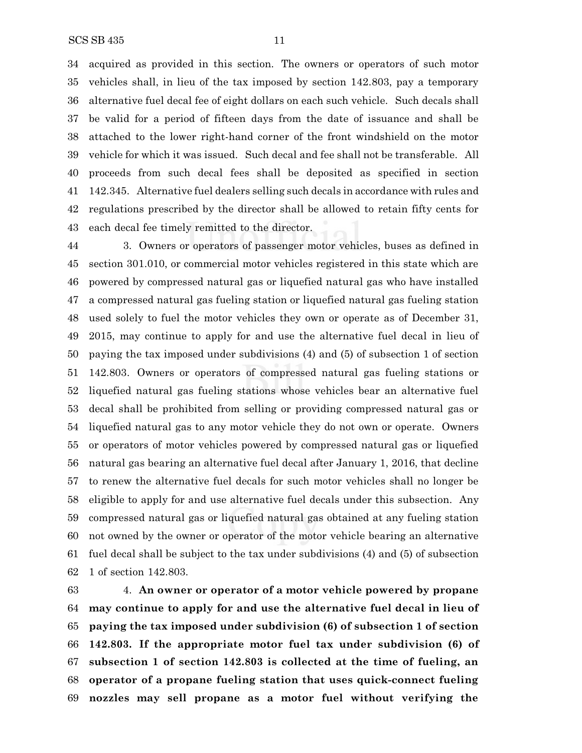acquired as provided in this section. The owners or operators of such motor vehicles shall, in lieu of the tax imposed by section 142.803, pay a temporary alternative fuel decal fee of eight dollars on each such vehicle. Such decals shall be valid for a period of fifteen days from the date of issuance and shall be attached to the lower right-hand corner of the front windshield on the motor vehicle for which it was issued. Such decal and fee shall not be transferable. All proceeds from such decal fees shall be deposited as specified in section 142.345. Alternative fuel dealers selling such decals in accordance with rules and regulations prescribed by the director shall be allowed to retain fifty cents for each decal fee timely remitted to the director.

3. Owners or operators of passenger motor vehicles, buses as defined in section 301.010, or commercial motor vehicles registered in this state which are powered by compressed natural gas or liquefied natural gas who have installed a compressed natural gas fueling station or liquefied natural gas fueling station used solely to fuel the motor vehicles they own or operate as of December 31, 2015, may continue to apply for and use the alternative fuel decal in lieu of paying the tax imposed under subdivisions (4) and (5) of subsection 1 of section 142.803. Owners or operators of compressed natural gas fueling stations or liquefied natural gas fueling stations whose vehicles bear an alternative fuel decal shall be prohibited from selling or providing compressed natural gas or liquefied natural gas to any motor vehicle they do not own or operate. Owners or operators of motor vehicles powered by compressed natural gas or liquefied natural gas bearing an alternative fuel decal after January 1, 2016, that decline to renew the alternative fuel decals for such motor vehicles shall no longer be eligible to apply for and use alternative fuel decals under this subsection. Any compressed natural gas or liquefied natural gas obtained at any fueling station not owned by the owner or operator of the motor vehicle bearing an alternative fuel decal shall be subject to the tax under subdivisions (4) and (5) of subsection 1 of section 142.803.

4. **An owner or operator of a motor vehicle powered by propane may continue to apply for and use the alternative fuel decal in lieu of paying the tax imposed under subdivision (6) of subsection 1 of section 142.803. If the appropriate motor fuel tax under subdivision (6) of subsection 1 of section 142.803 is collected at the time of fueling, an operator of a propane fueling station that uses quick-connect fueling nozzles may sell propane as a motor fuel without verifying the**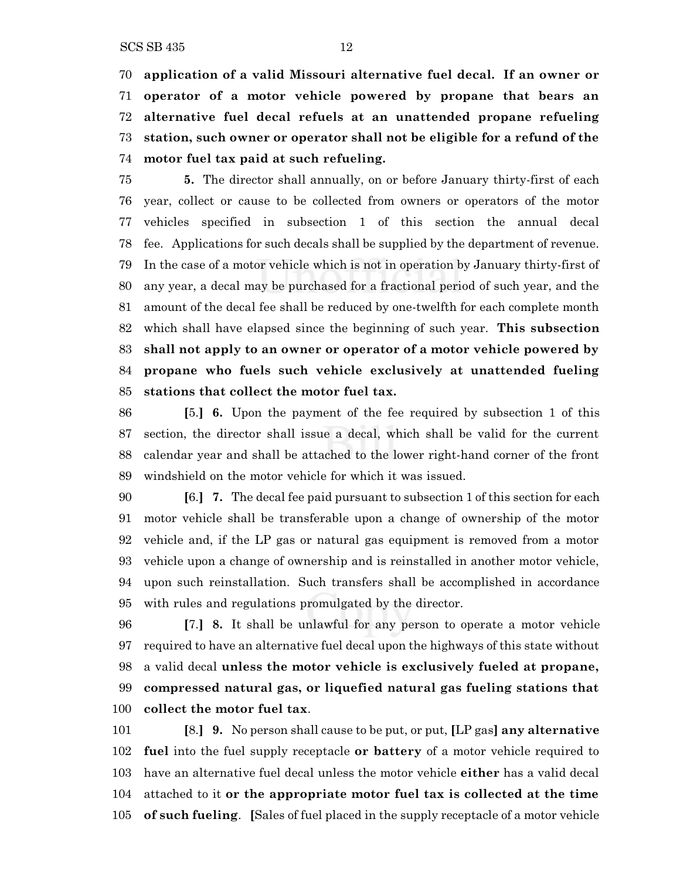**application of a valid Missouri alternative fuel decal. If an owner or operator of a motor vehicle powered by propane that bears an alternative fuel decal refuels at an unattended propane refueling station, such owner or operator shall not be eligible for a refund of the motor fuel tax paid at such refueling.**

**5.** The director shall annually, on or before January thirty-first of each year, collect or cause to be collected from owners or operators of the motor vehicles specified in subsection 1 of this section the annual decal fee. Applications for such decals shall be supplied by the department of revenue. In the case of a motor vehicle which is not in operation by January thirty-first of any year, a decal may be purchased for a fractional period of such year, and the amount of the decal fee shall be reduced by one-twelfth for each complete month which shall have elapsed since the beginning of such year. **This subsection shall not apply to an owner or operator of a motor vehicle powered by propane who fuels such vehicle exclusively at unattended fueling stations that collect the motor fuel tax.**

**[**5.**] 6.** Upon the payment of the fee required by subsection 1 of this section, the director shall issue a decal, which shall be valid for the current calendar year and shall be attached to the lower right-hand corner of the front windshield on the motor vehicle for which it was issued.

**[**6.**] 7.** The decal fee paid pursuant to subsection 1 of this section for each motor vehicle shall be transferable upon a change of ownership of the motor vehicle and, if the LP gas or natural gas equipment is removed from a motor vehicle upon a change of ownership and is reinstalled in another motor vehicle, upon such reinstallation. Such transfers shall be accomplished in accordance with rules and regulations promulgated by the director.

**[**7.**] 8.** It shall be unlawful for any person to operate a motor vehicle required to have an alternative fuel decal upon the highways of this state without a valid decal **unless the motor vehicle is exclusively fueled at propane, compressed natural gas, or liquefied natural gas fueling stations that collect the motor fuel tax**.

**[**8.**] 9.** No person shall cause to be put, or put, **[**LP gas**] any alternative fuel** into the fuel supply receptacle **or battery** of a motor vehicle required to have an alternative fuel decal unless the motor vehicle **either** has a valid decal attached to it **or the appropriate motor fuel tax is collected at the time of such fueling**. **[**Sales of fuel placed in the supply receptacle of a motor vehicle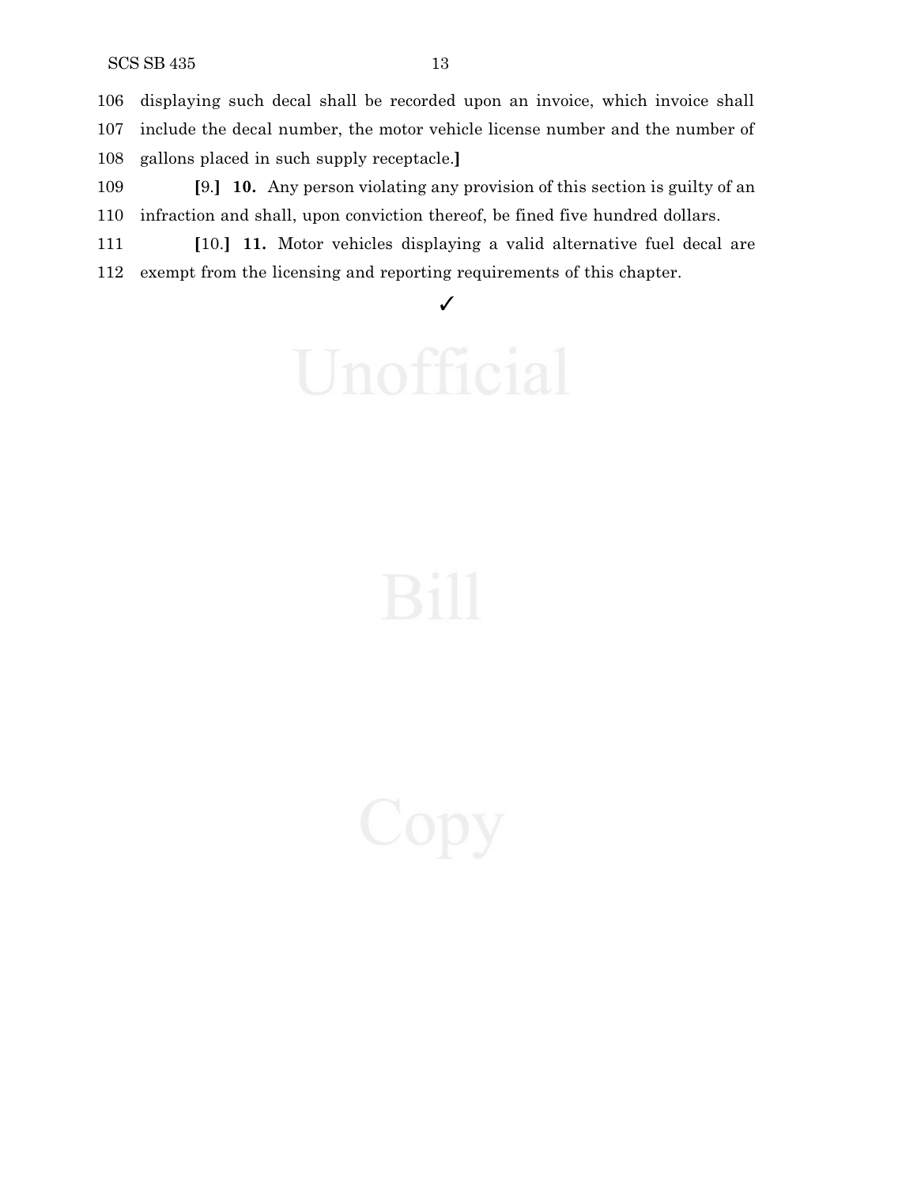106 displaying such decal shall be recorded upon an invoice, which invoice shall
107 include the decal number, the motor vehicle license number and the number of
108 gallons placed in such supply receptacle.**]**

109 **[**9.**]** **10.** Any person violating any provision of this section is guilty of an
110 infraction and shall, upon conviction thereof, be fined five hundred dollars.

111 **[**10.**]** **11.** Motor vehicles displaying a valid alternative fuel decal are
112 exempt from the licensing and reporting requirements of this chapter.

✓